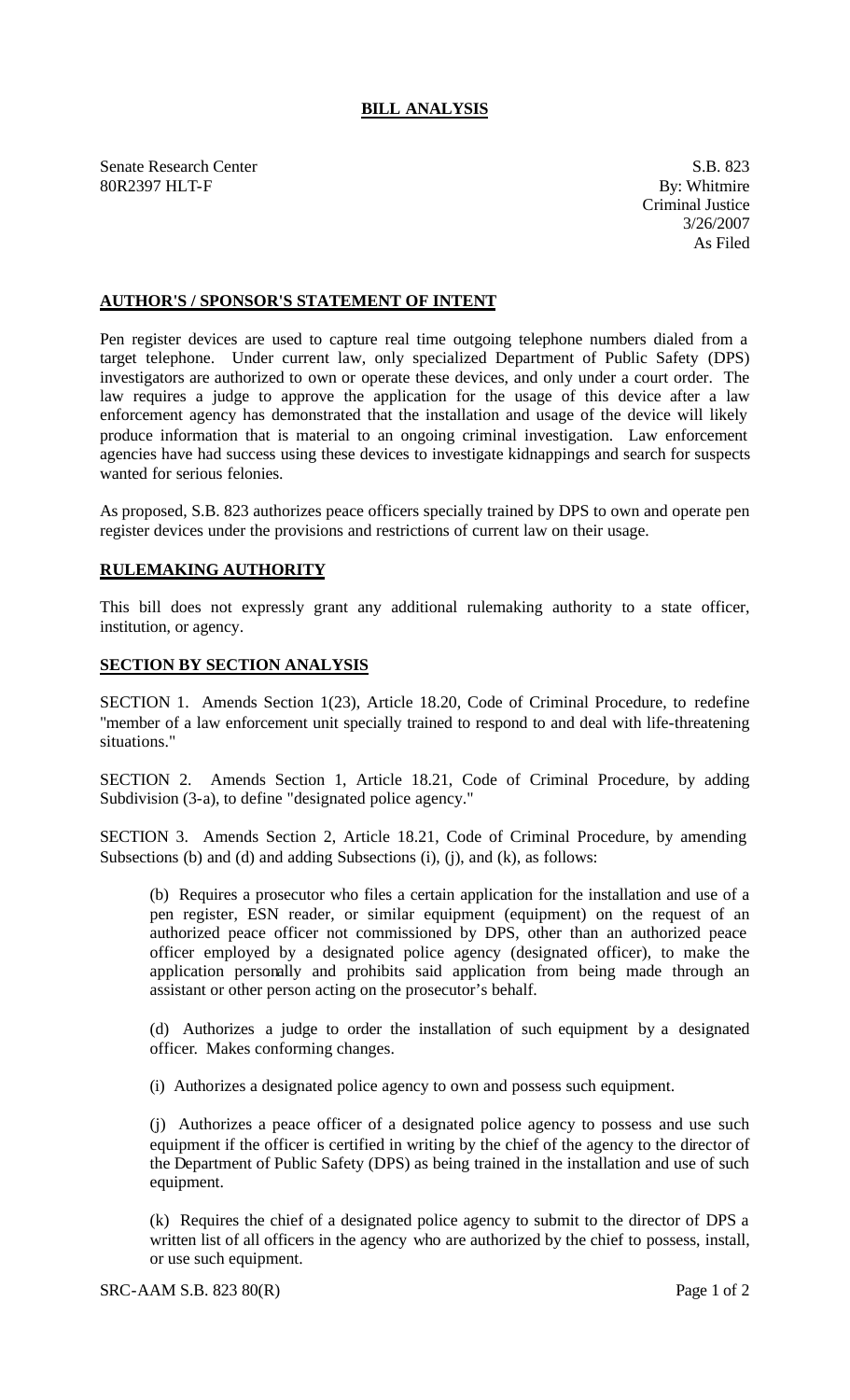# BILL ANALYSIS

Senate Research Center
80R2397 HLT-F

S.B. 823
By: Whitmire
Criminal Justice
3/26/2007
As Filed

## AUTHOR'S / SPONSOR'S STATEMENT OF INTENT

Pen register devices are used to capture real time outgoing telephone numbers dialed from a target telephone. Under current law, only specialized Department of Public Safety (DPS) investigators are authorized to own or operate these devices, and only under a court order. The law requires a judge to approve the application for the usage of this device after a law enforcement agency has demonstrated that the installation and usage of the device will likely produce information that is material to an ongoing criminal investigation. Law enforcement agencies have had success using these devices to investigate kidnappings and search for suspects wanted for serious felonies.

As proposed, S.B. 823 authorizes peace officers specially trained by DPS to own and operate pen register devices under the provisions and restrictions of current law on their usage.

## RULEMAKING AUTHORITY

This bill does not expressly grant any additional rulemaking authority to a state officer, institution, or agency.

## SECTION BY SECTION ANALYSIS

SECTION 1. Amends Section 1(23), Article 18.20, Code of Criminal Procedure, to redefine "member of a law enforcement unit specially trained to respond to and deal with life-threatening situations."

SECTION 2. Amends Section 1, Article 18.21, Code of Criminal Procedure, by adding Subdivision (3-a), to define "designated police agency."

SECTION 3. Amends Section 2, Article 18.21, Code of Criminal Procedure, by amending Subsections (b) and (d) and adding Subsections (i), (j), and (k), as follows:

(b) Requires a prosecutor who files a certain application for the installation and use of a pen register, ESN reader, or similar equipment (equipment) on the request of an authorized peace officer not commissioned by DPS, other than an authorized peace officer employed by a designated police agency (designated officer), to make the application personally and prohibits said application from being made through an assistant or other person acting on the prosecutor's behalf.

(d) Authorizes a judge to order the installation of such equipment by a designated officer. Makes conforming changes.

(i) Authorizes a designated police agency to own and possess such equipment.

(j) Authorizes a peace officer of a designated police agency to possess and use such equipment if the officer is certified in writing by the chief of the agency to the director of the Department of Public Safety (DPS) as being trained in the installation and use of such equipment.

(k) Requires the chief of a designated police agency to submit to the director of DPS a written list of all officers in the agency who are authorized by the chief to possess, install, or use such equipment.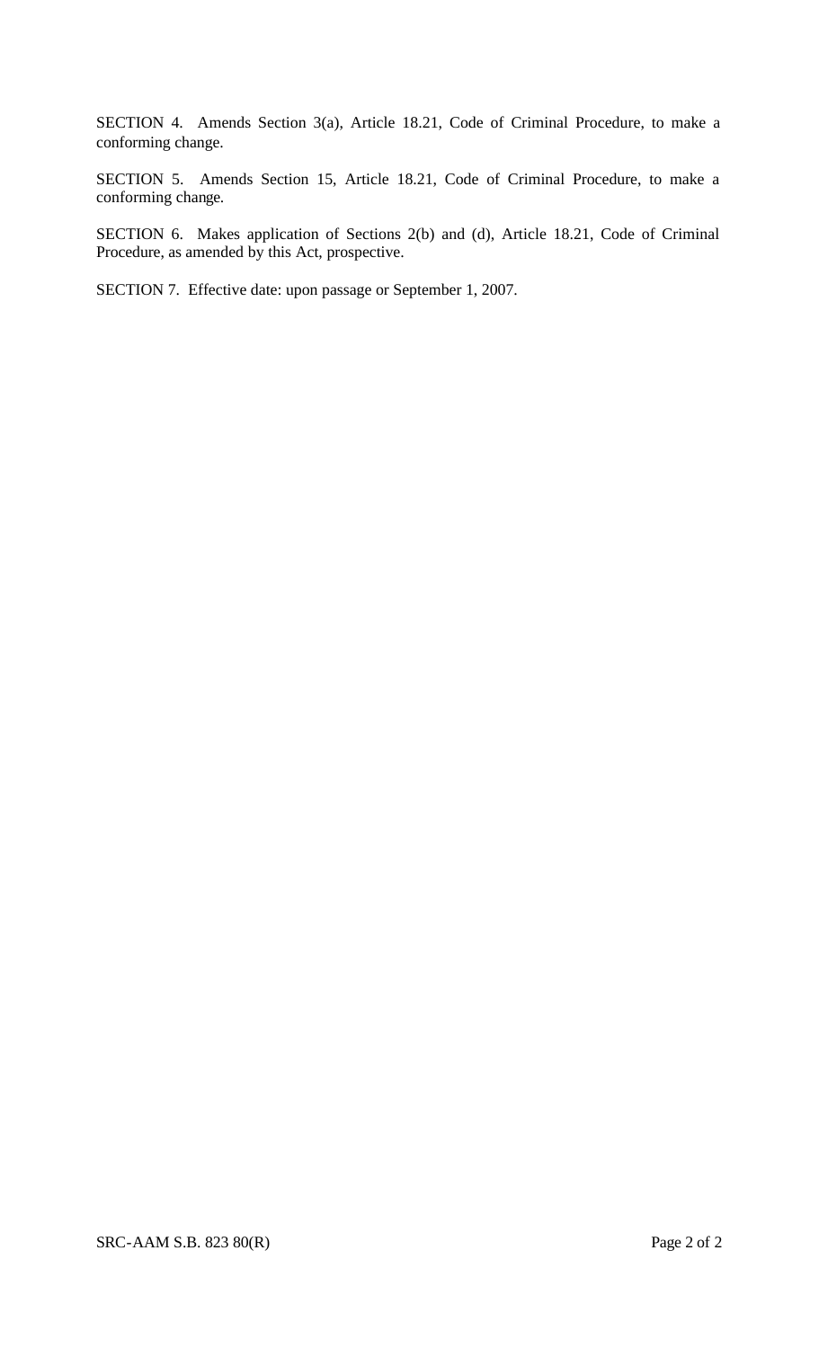SECTION 4. Amends Section 3(a), Article 18.21, Code of Criminal Procedure, to make a conforming change.

SECTION 5. Amends Section 15, Article 18.21, Code of Criminal Procedure, to make a conforming change.

SECTION 6. Makes application of Sections 2(b) and (d), Article 18.21, Code of Criminal Procedure, as amended by this Act, prospective.

SECTION 7. Effective date: upon passage or September 1, 2007.